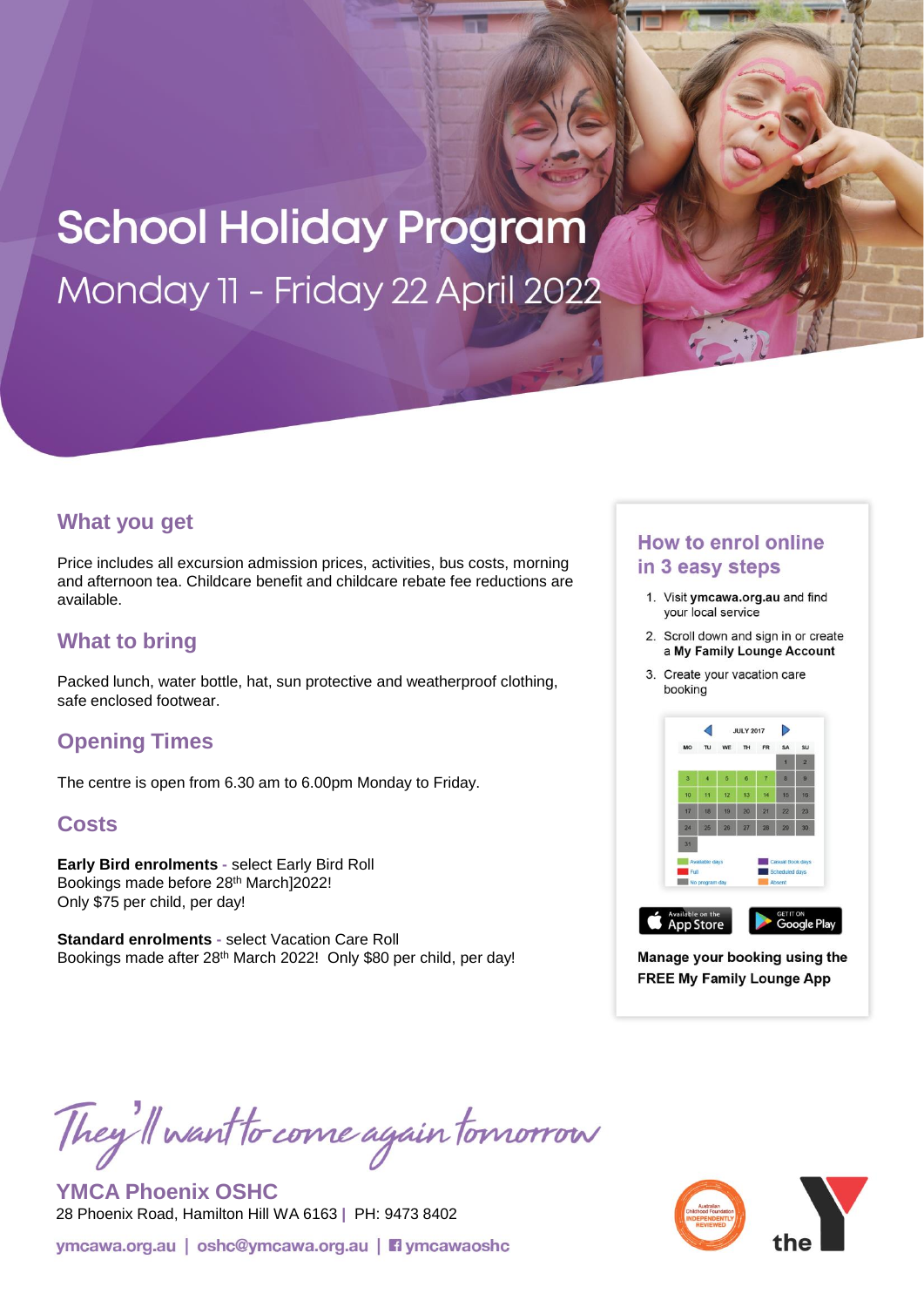# School Holiday Program

## Monday 11 - Friday 22 April 2022

## What you get

Price includes all excursion admission prices, activities, bus costs, morning and afternoon tea. Childcare benefit and childcare rebate fee reductions are available.

## What to bring

Packed lunch, water bottle, hat, sun protective and weatherproof clothing, safe enclosed footwear.

## Opening Times

The centre is open from 6.30 am to 6.00pm Monday to Friday.

## Costs

**Early Bird enrolments** - select Early Bird Roll
Bookings made before 28th March]2022!
Only $75 per child, per day!

**Standard enrolments** - select Vacation Care Roll
Bookings made after 28th March 2022! Only $80 per child, per day!

## How to enrol online in 3 easy steps

1. Visit **ymcawa.org.au** and find your local service
2. Scroll down and sign in or create a **My Family Lounge Account**
3. Create your vacation care booking

**Manage your booking using the FREE My Family Lounge App**

*They'll want to come again tomorrow*

**YMCA Phoenix OSHC**
28 Phoenix Road, Hamilton Hill WA 6163 | PH: 9473 8402

ymcawa.org.au | oshc@ymcawa.org.au | ymcawaoshc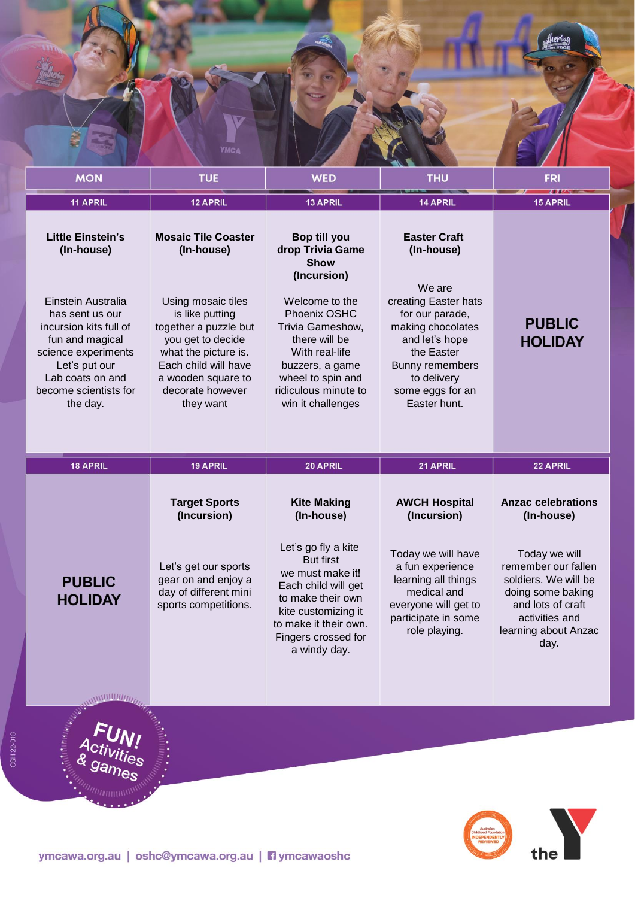| MON | TUE | WED | THU | FRI |
|---|---|---|---|---|
| **11 APRIL** | **12 APRIL** | **13 APRIL** | **14 APRIL** | **15 APRIL** |
| **Little Einstein's (In-house)**<br><br>Einstein Australia has sent us our incursion kits full of fun and magical science experiments Let's put our Lab coats on and become scientists for the day. | **Mosaic Tile Coaster (In-house)**<br><br>Using mosaic tiles is like putting together a puzzle but you get to decide what the picture is. Each child will have a wooden square to decorate however they want | **Bop till you drop Trivia Game Show (Incursion)**<br><br>Welcome to the Phoenix OSHC Trivia Gameshow, there will be With real-life buzzers, a game wheel to spin and ridiculous minute to win it challenges | **Easter Craft (In-house)**<br><br>We are creating Easter hats for our parade, making chocolates and let's hope the Easter Bunny remembers to delivery some eggs for an Easter hunt. | **PUBLIC HOLIDAY** |
| **18 APRIL** | **19 APRIL** | **20 APRIL** | **21 APRIL** | **22 APRIL** |
| **PUBLIC HOLIDAY** | **Target Sports (Incursion)**<br><br>Let's get our sports gear on and enjoy a day of different mini sports competitions. | **Kite Making (In-house)**<br><br>Let's go fly a kite But first we must make it! Each child will get to make their own kite customizing it to make it their own. Fingers crossed for a windy day. | **AWCH Hospital (Incursion)**<br><br>Today we will have a fun experience learning all things medical and everyone will get to participate in some role playing. | **Anzac celebrations (In-house)**<br><br>Today we will remember our fallen soldiers. We will be doing some baking and lots of craft activities and learning about Anzac day. |

FUN! Activities & games

OSH 22-013

ymcawa.org.au | oshc@ymcawa.org.au | ymcawaoshc